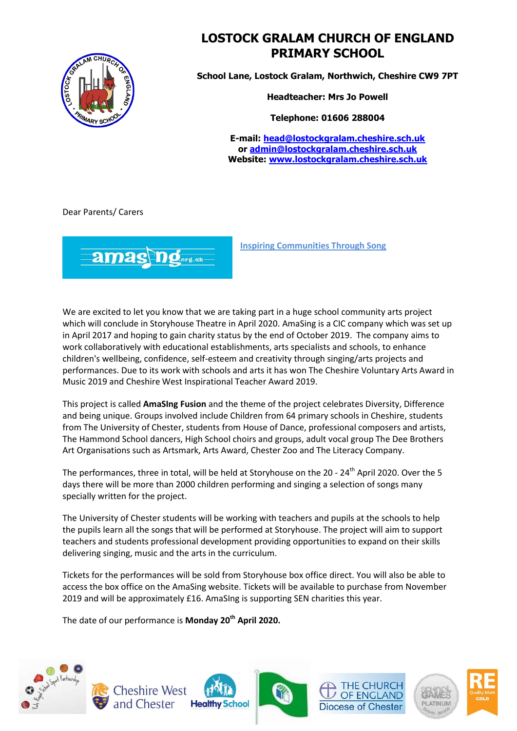# LOSTOCK GRALAM CHURCH OF ENGLAND PRIMARY SCHOOL

**School Lane, Lostock Gralam, Northwich, Cheshire CW9 7PT**

**Headteacher: Mrs Jo Powell**

**Telephone: 01606 288004**

**E-mail: head@lostockgralam.cheshire.sch.uk**
**or admin@lostockgralam.cheshire.sch.uk**
**Website: www.lostockgralam.cheshire.sch.uk**

Dear Parents/ Carers

Inspiring Communities Through Song

We are excited to let you know that we are taking part in a huge school community arts project which will conclude in Storyhouse Theatre in April 2020. AmaSing is a CIC company which was set up in April 2017 and hoping to gain charity status by the end of October 2019. The company aims to work collaboratively with educational establishments, arts specialists and schools, to enhance children's wellbeing, confidence, self-esteem and creativity through singing/arts projects and performances. Due to its work with schools and arts it has won The Cheshire Voluntary Arts Award in Music 2019 and Cheshire West Inspirational Teacher Award 2019.

This project is called **AmaSIng Fusion** and the theme of the project celebrates Diversity, Difference and being unique. Groups involved include Children from 64 primary schools in Cheshire, students from The University of Chester, students from House of Dance, professional composers and artists, The Hammond School dancers, High School choirs and groups, adult vocal group The Dee Brothers Art Organisations such as Artsmark, Arts Award, Chester Zoo and The Literacy Company.

The performances, three in total, will be held at Storyhouse on the 20 - 24th April 2020. Over the 5 days there will be more than 2000 children performing and singing a selection of songs many specially written for the project.

The University of Chester students will be working with teachers and pupils at the schools to help the pupils learn all the songs that will be performed at Storyhouse. The project will aim to support teachers and students professional development providing opportunities to expand on their skills delivering singing, music and the arts in the curriculum.

Tickets for the performances will be sold from Storyhouse box office direct. You will also be able to access the box office on the AmaSing website. Tickets will be available to purchase from November 2019 and will be approximately £16. AmaSIng is supporting SEN charities this year.

The date of our performance is **Monday 20th April 2020.**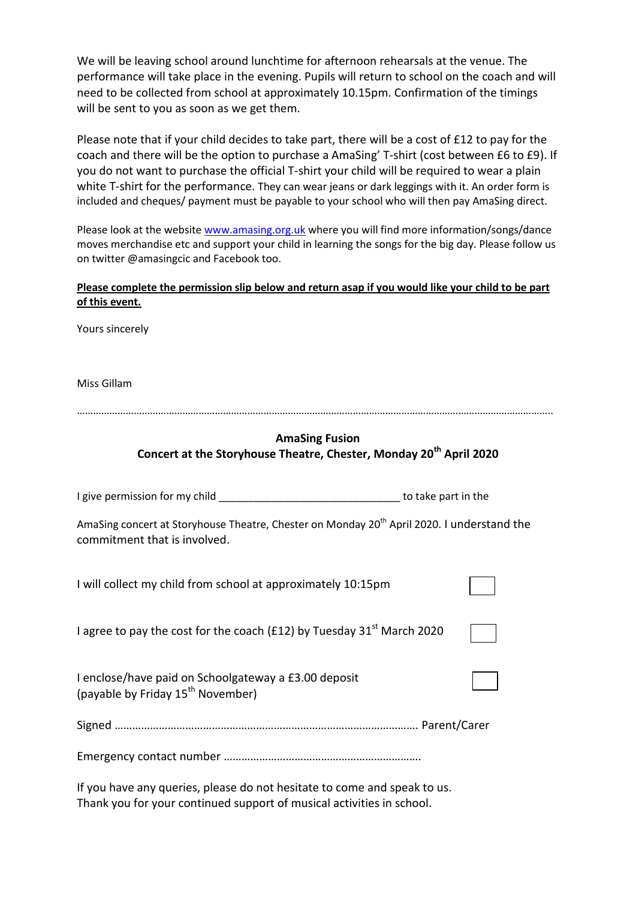We will be leaving school around lunchtime for afternoon rehearsals at the venue. The performance will take place in the evening. Pupils will return to school on the coach and will need to be collected from school at approximately 10.15pm. Confirmation of the timings will be sent to you as soon as we get them.

Please note that if your child decides to take part, there will be a cost of £12 to pay for the coach and there will be the option to purchase a AmaSing' T-shirt (cost between £6 to £9). If you do not want to purchase the official T-shirt your child will be required to wear a plain white T-shirt for the performance. They can wear jeans or dark leggings with it. An order form is included and cheques/ payment must be payable to your school who will then pay AmaSing direct.

Please look at the website [www.amasing.org.uk](www.amasing.org.uk) where you will find more information/songs/dance moves merchandise etc and support your child in learning the songs for the big day. Please follow us on twitter @amasingcic and Facebook too.

**Please complete the permission slip below and return asap if you would like your child to be part of this event.**

Yours sincerely

Miss Gillam

…………………………………………………………………………………………………………………………………………………..

**AmaSing Fusion**

**Concert at the Storyhouse Theatre, Chester, Monday 20th April 2020**

I give permission for my child ______________________________ to take part in the AmaSing concert at Storyhouse Theatre, Chester on Monday 20th April 2020. I understand the commitment that is involved.

I will collect my child from school at approximately 10:15pm ☐

I agree to pay the cost for the coach (£12) by Tuesday 31st March 2020 ☐

I enclose/have paid on Schoolgateway a £3.00 deposit (payable by Friday 15th November) ☐

Signed ………………………………………………………………………………………. Parent/Carer

Emergency contact number ………………………………………………………….

If you have any queries, please do not hesitate to come and speak to us.
Thank you for your continued support of musical activities in school.